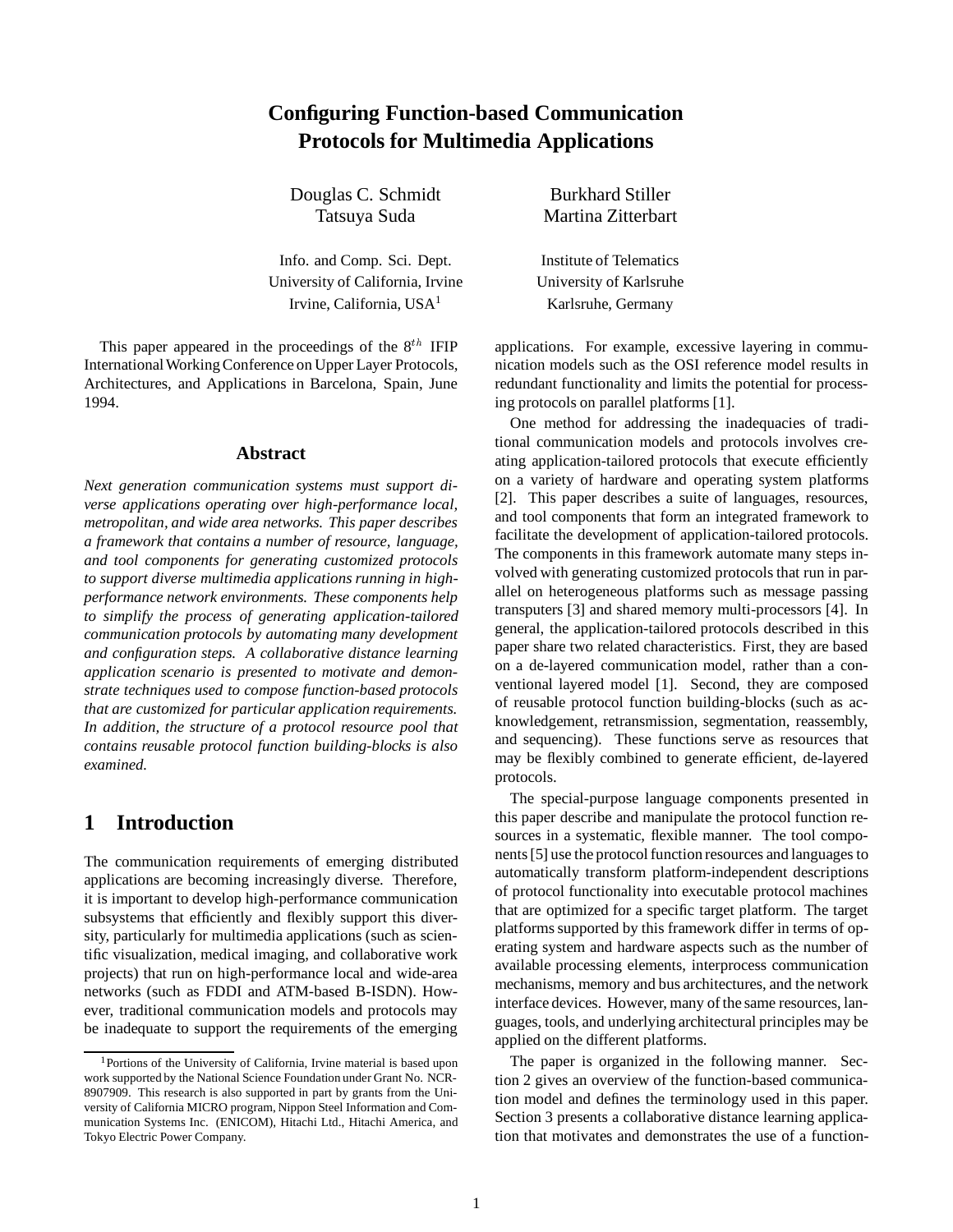# Configuring Function-based Communication Protocols for Multimedia Applications

Douglas C. Schmidt
Tatsuya Suda

Info. and Comp. Sci. Dept.
University of California, Irvine
Irvine, California, USA[1]

Burkhard Stiller
Martina Zitterbart

Institute of Telematics
University of Karlsruhe
Karlsruhe, Germany

This paper appeared in the proceedings of the $8^{th}$ IFIP International Working Conference on Upper Layer Protocols, Architectures, and Applications in Barcelona, Spain, June 1994.

## Abstract

*Next generation communication systems must support diverse applications operating over high-performance local, metropolitan, and wide area networks. This paper describes a framework that contains a number of resource, language, and tool components for generating customized protocols to support diverse multimedia applications running in high-performance network environments. These components help to simplify the process of generating application-tailored communication protocols by automating many development and configuration steps. A collaborative distance learning application scenario is presented to motivate and demonstrate techniques used to compose function-based protocols that are customized for particular application requirements. In addition, the structure of a protocol resource pool that contains reusable protocol function building-blocks is also examined.*

## 1 Introduction

The communication requirements of emerging distributed applications are becoming increasingly diverse. Therefore, it is important to develop high-performance communication subsystems that efficiently and flexibly support this diversity, particularly for multimedia applications (such as scientific visualization, medical imaging, and collaborative work projects) that run on high-performance local and wide-area networks (such as FDDI and ATM-based B-ISDN). However, traditional communication models and protocols may be inadequate to support the requirements of the emerging applications. For example, excessive layering in communication models such as the OSI reference model results in redundant functionality and limits the potential for processing protocols on parallel platforms [1].

One method for addressing the inadequacies of traditional communication models and protocols involves creating application-tailored protocols that execute efficiently on a variety of hardware and operating system platforms [2]. This paper describes a suite of languages, resources, and tool components that form an integrated framework to facilitate the development of application-tailored protocols. The components in this framework automate many steps involved with generating customized protocols that run in parallel on heterogeneous platforms such as message passing transputers [3] and shared memory multi-processors [4]. In general, the application-tailored protocols described in this paper share two related characteristics. First, they are based on a de-layered communication model, rather than a conventional layered model [1]. Second, they are composed of reusable protocol function building-blocks (such as acknowledgement, retransmission, segmentation, reassembly, and sequencing). These functions serve as resources that may be flexibly combined to generate efficient, de-layered protocols.

The special-purpose language components presented in this paper describe and manipulate the protocol function resources in a systematic, flexible manner. The tool components [5] use the protocol function resources and languages to automatically transform platform-independent descriptions of protocol functionality into executable protocol machines that are optimized for a specific target platform. The target platforms supported by this framework differ in terms of operating system and hardware aspects such as the number of available processing elements, interprocess communication mechanisms, memory and bus architectures, and the network interface devices. However, many of the same resources, languages, tools, and underlying architectural principles may be applied on the different platforms.

The paper is organized in the following manner. Section 2 gives an overview of the function-based communication model and defines the terminology used in this paper. Section 3 presents a collaborative distance learning application that motivates and demonstrates the use of a function-

[1] Portions of the University of California, Irvine material is based upon work supported by the National Science Foundation under Grant No. NCR-8907909. This research is also supported in part by grants from the University of California MICRO program, Nippon Steel Information and Communication Systems Inc. (ENICOM), Hitachi Ltd., Hitachi America, and Tokyo Electric Power Company.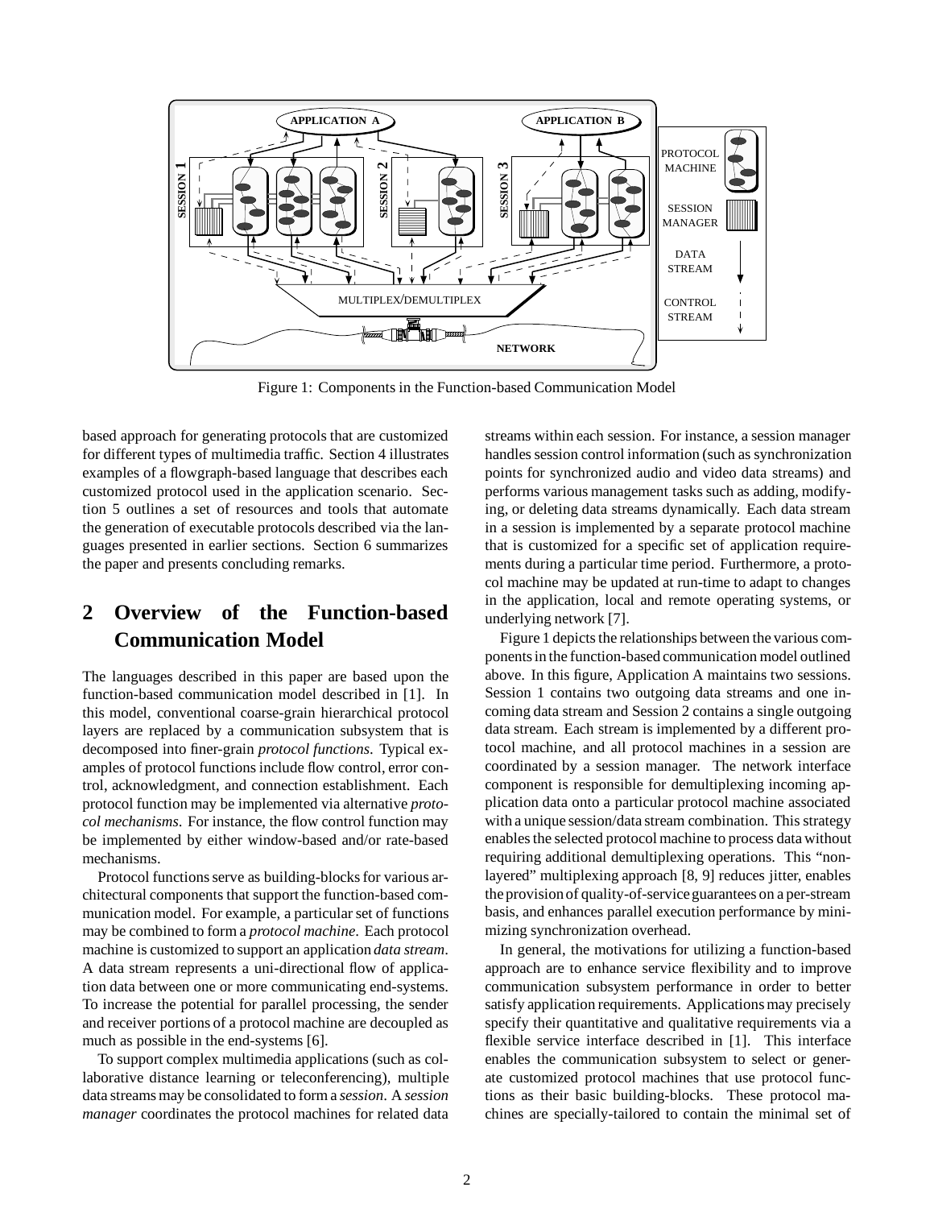Figure 1: Components in the Function-based Communication Model

based approach for generating protocols that are customized for different types of multimedia traffic. Section 4 illustrates examples of a flowgraph-based language that describes each customized protocol used in the application scenario. Section 5 outlines a set of resources and tools that automate the generation of executable protocols described via the languages presented in earlier sections. Section 6 summarizes the paper and presents concluding remarks.

## 2 Overview of the Function-based Communication Model

The languages described in this paper are based upon the function-based communication model described in [1]. In this model, conventional coarse-grain hierarchical protocol layers are replaced by a communication subsystem that is decomposed into finer-grain *protocol functions*. Typical examples of protocol functions include flow control, error control, acknowledgment, and connection establishment. Each protocol function may be implemented via alternative *protocol mechanisms*. For instance, the flow control function may be implemented by either window-based and/or rate-based mechanisms.

Protocol functions serve as building-blocks for various architectural components that support the function-based communication model. For example, a particular set of functions may be combined to form a *protocol machine*. Each protocol machine is customized to support an application *data stream*. A data stream represents a uni-directional flow of application data between one or more communicating end-systems. To increase the potential for parallel processing, the sender and receiver portions of a protocol machine are decoupled as much as possible in the end-systems [6].

To support complex multimedia applications (such as collaborative distance learning or teleconferencing), multiple data streams may be consolidated to form a *session*. A *session manager* coordinates the protocol machines for related data streams within each session. For instance, a session manager handles session control information (such as synchronization points for synchronized audio and video data streams) and performs various management tasks such as adding, modifying, or deleting data streams dynamically. Each data stream in a session is implemented by a separate protocol machine that is customized for a specific set of application requirements during a particular time period. Furthermore, a protocol machine may be updated at run-time to adapt to changes in the application, local and remote operating systems, or underlying network [7].

Figure 1 depicts the relationships between the various components in the function-based communication model outlined above. In this figure, Application A maintains two sessions. Session 1 contains two outgoing data streams and one incoming data stream and Session 2 contains a single outgoing data stream. Each stream is implemented by a different protocol machine, and all protocol machines in a session are coordinated by a session manager. The network interface component is responsible for demultiplexing incoming application data onto a particular protocol machine associated with a unique session/data stream combination. This strategy enables the selected protocol machine to process data without requiring additional demultiplexing operations. This "non-layered" multiplexing approach [8, 9] reduces jitter, enables the provision of quality-of-service guarantees on a per-stream basis, and enhances parallel execution performance by minimizing synchronization overhead.

In general, the motivations for utilizing a function-based approach are to enhance service flexibility and to improve communication subsystem performance in order to better satisfy application requirements. Applications may precisely specify their quantitative and qualitative requirements via a flexible service interface described in [1]. This interface enables the communication subsystem to select or generate customized protocol machines that use protocol functions as their basic building-blocks. These protocol machines are specially-tailored to contain the minimal set of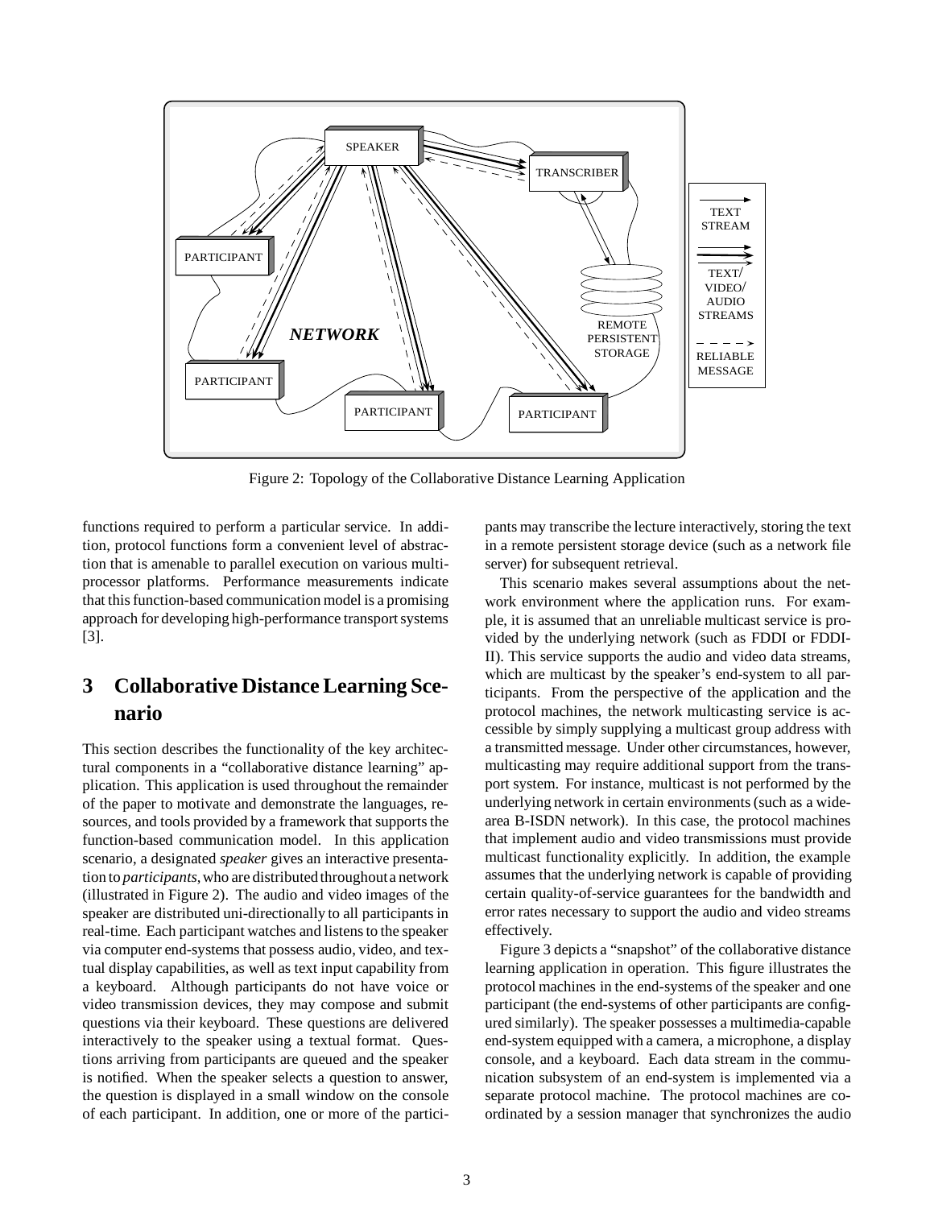Figure 2: Topology of the Collaborative Distance Learning Application

functions required to perform a particular service. In addition, protocol functions form a convenient level of abstraction that is amenable to parallel execution on various multiprocessor platforms. Performance measurements indicate that this function-based communication model is a promising approach for developing high-performance transport systems [3].

## 3 Collaborative Distance Learning Scenario

This section describes the functionality of the key architectural components in a "collaborative distance learning" application. This application is used throughout the remainder of the paper to motivate and demonstrate the languages, resources, and tools provided by a framework that supports the function-based communication model. In this application scenario, a designated *speaker* gives an interactive presentation to *participants*, who are distributed throughout a network (illustrated in Figure 2). The audio and video images of the speaker are distributed uni-directionally to all participants in real-time. Each participant watches and listens to the speaker via computer end-systems that possess audio, video, and textual display capabilities, as well as text input capability from a keyboard. Although participants do not have voice or video transmission devices, they may compose and submit questions via their keyboard. These questions are delivered interactively to the speaker using a textual format. Questions arriving from participants are queued and the speaker is notified. When the speaker selects a question to answer, the question is displayed in a small window on the console of each participant. In addition, one or more of the participants may transcribe the lecture interactively, storing the text in a remote persistent storage device (such as a network file server) for subsequent retrieval.

This scenario makes several assumptions about the network environment where the application runs. For example, it is assumed that an unreliable multicast service is provided by the underlying network (such as FDDI or FDDI-II). This service supports the audio and video data streams, which are multicast by the speaker's end-system to all participants. From the perspective of the application and the protocol machines, the network multicasting service is accessible by simply supplying a multicast group address with a transmitted message. Under other circumstances, however, multicasting may require additional support from the transport system. For instance, multicast is not performed by the underlying network in certain environments (such as a wide-area B-ISDN network). In this case, the protocol machines that implement audio and video transmissions must provide multicast functionality explicitly. In addition, the example assumes that the underlying network is capable of providing certain quality-of-service guarantees for the bandwidth and error rates necessary to support the audio and video streams effectively.

Figure 3 depicts a "snapshot" of the collaborative distance learning application in operation. This figure illustrates the protocol machines in the end-systems of the speaker and one participant (the end-systems of other participants are configured similarly). The speaker possesses a multimedia-capable end-system equipped with a camera, a microphone, a display console, and a keyboard. Each data stream in the communication subsystem of an end-system is implemented via a separate protocol machine. The protocol machines are coordinated by a session manager that synchronizes the audio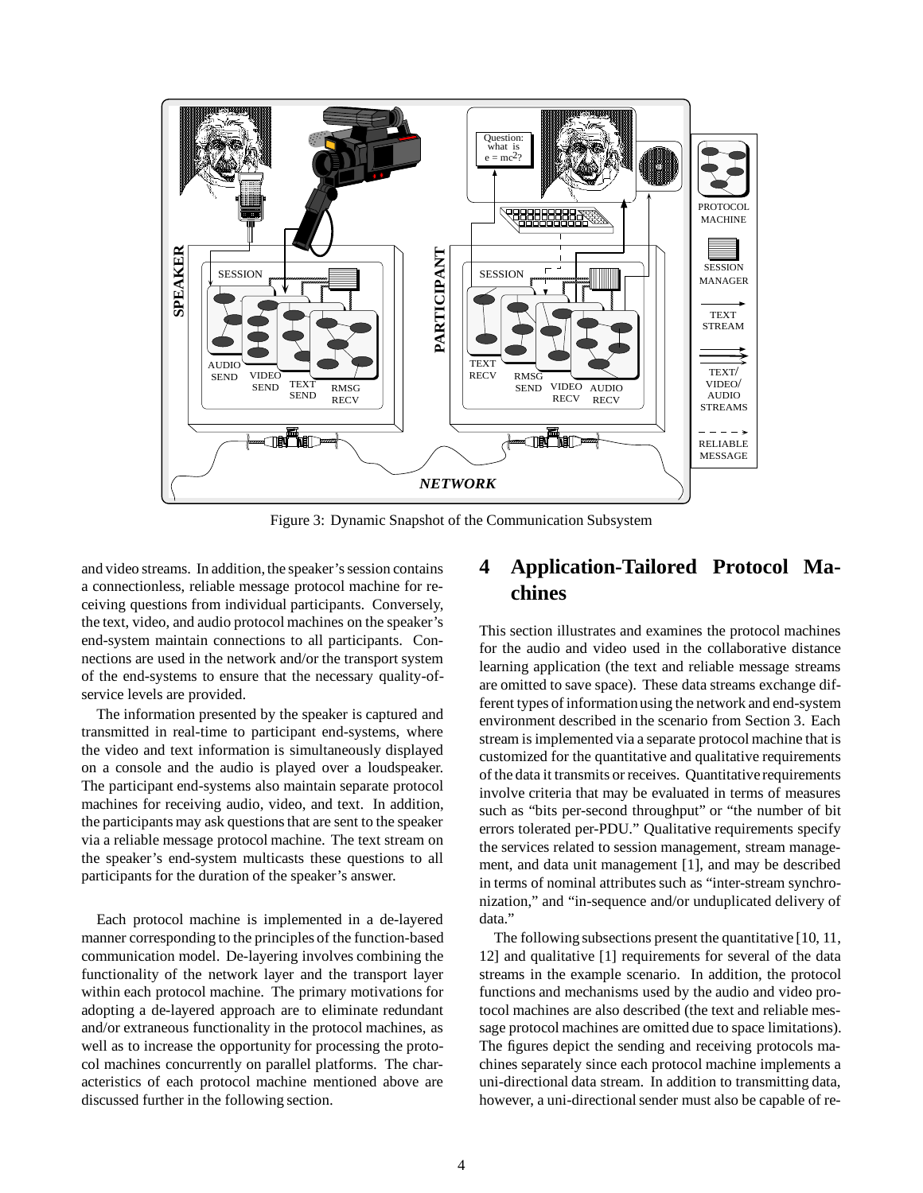Figure 3: Dynamic Snapshot of the Communication Subsystem

and video streams. In addition, the speaker's session contains a connectionless, reliable message protocol machine for receiving questions from individual participants. Conversely, the text, video, and audio protocol machines on the speaker's end-system maintain connections to all participants. Connections are used in the network and/or the transport system of the end-systems to ensure that the necessary quality-of-service levels are provided.

The information presented by the speaker is captured and transmitted in real-time to participant end-systems, where the video and text information is simultaneously displayed on a console and the audio is played over a loudspeaker. The participant end-systems also maintain separate protocol machines for receiving audio, video, and text. In addition, the participants may ask questions that are sent to the speaker via a reliable message protocol machine. The text stream on the speaker's end-system multicasts these questions to all participants for the duration of the speaker's answer.

Each protocol machine is implemented in a de-layered manner corresponding to the principles of the function-based communication model. De-layering involves combining the functionality of the network layer and the transport layer within each protocol machine. The primary motivations for adopting a de-layered approach are to eliminate redundant and/or extraneous functionality in the protocol machines, as well as to increase the opportunity for processing the protocol machines concurrently on parallel platforms. The characteristics of each protocol machine mentioned above are discussed further in the following section.

# 4 Application-Tailored Protocol Machines

This section illustrates and examines the protocol machines for the audio and video used in the collaborative distance learning application (the text and reliable message streams are omitted to save space). These data streams exchange different types of information using the network and end-system environment described in the scenario from Section 3. Each stream is implemented via a separate protocol machine that is customized for the quantitative and qualitative requirements of the data it transmits or receives. Quantitative requirements involve criteria that may be evaluated in terms of measures such as "bits per-second throughput" or "the number of bit errors tolerated per-PDU." Qualitative requirements specify the services related to session management, stream management, and data unit management [1], and may be described in terms of nominal attributes such as "inter-stream synchronization," and "in-sequence and/or unduplicated delivery of data."

The following subsections present the quantitative [10, 11, 12] and qualitative [1] requirements for several of the data streams in the example scenario. In addition, the protocol functions and mechanisms used by the audio and video protocol machines are also described (the text and reliable message protocol machines are omitted due to space limitations). The figures depict the sending and receiving protocols machines separately since each protocol machine implements a uni-directional data stream. In addition to transmitting data, however, a uni-directional sender must also be capable of re-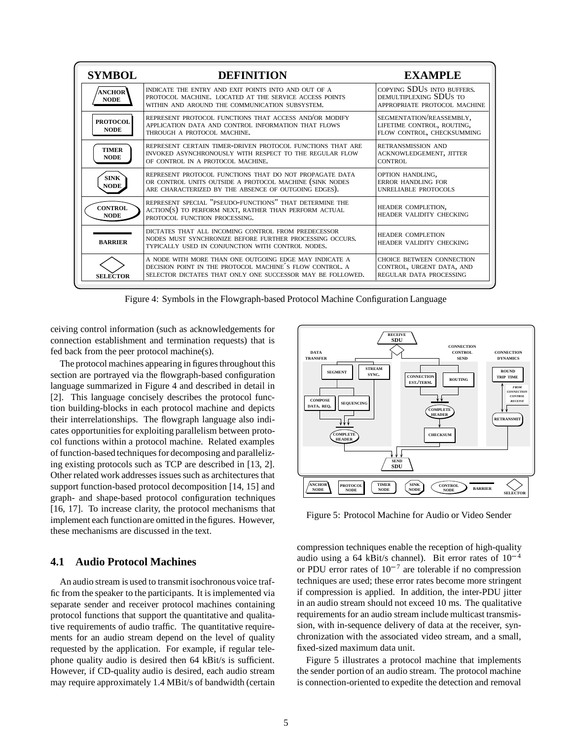| SYMBOL | DEFINITION | EXAMPLE |
| --- | --- | --- |
| ANCHOR NODE | INDICATE THE ENTRY AND EXIT POINTS INTO AND OUT OF A PROTOCOL MACHINE. LOCATED AT THE SERVICE ACCESS POINTS WITHIN AND AROUND THE COMMUNICATION SUBSYSTEM. | COPYING SDUS INTO BUFFERS. DEMULTIPLEXING SDUS TO APPROPRIATE PROTOCOL MACHINE |
| PROTOCOL NODE | REPRESENT PROTOCOL FUNCTIONS THAT ACCESS AND/OR MODIFY APPLICATION DATA AND CONTROL INFORMATION THAT FLOWS THROUGH A PROTOCOL MACHINE. | SEGMENTATION/REASSEMBLY, LIFETIME CONTROL, ROUTING, FLOW CONTROL, CHECKSUMMING |
| TIMER NODE | REPRESENT CERTAIN TIMER-DRIVEN PROTOCOL FUNCTIONS THAT ARE INVOKED ASYNCHRONOUSLY WITH RESPECT TO THE REGULAR FLOW OF CONTROL IN A PROTOCOL MACHINE. | RETRANSMISSION AND ACKNOWLEDGEMENT, JITTER CONTROL |
| SINK NODE | REPRESENT PROTOCOL FUNCTIONS THAT DO NOT PROPAGATE DATA OR CONTROL UNITS OUTSIDE A PROTOCOL MACHINE (SINK NODES ARE CHARACTERIZED BY THE ABSENCE OF OUTGOING EDGES). | OPTION HANDLING, ERROR HANDLING FOR UNRELIABLE PROTOCOLS |
| CONTROL NODE | REPRESENT SPECIAL "PSEUDO-FUNCTIONS" THAT DETERMINE THE ACTION(S) TO PERFORM NEXT, RATHER THAN PERFORM ACTUAL PROTOCOL FUNCTION PROCESSING. | HEADER COMPLETION, HEADER VALIDITY CHECKING |
| BARRIER | DICTATES THAT ALL INCOMING CONTROL FROM PREDECESSOR NODES MUST SYNCHRONIZE BEFORE FURTHER PROCESSING OCCURS. TYPICALLY USED IN CONJUNCTION WITH CONTROL NODES. | HEADER COMPLETION HEADER VALIDITY CHECKING |
| SELECTOR | A NODE WITH MORE THAN ONE OUTGOING EDGE MAY INDICATE A DECISION POINT IN THE PROTOCOL MACHINE´S FLOW CONTROL. A SELECTOR DICTATES THAT ONLY ONE SUCCESSOR MAY BE FOLLOWED. | CHOICE BETWEEN CONNECTION CONTROL, URGENT DATA, AND REGULAR DATA PROCESSING |

Figure 4: Symbols in the Flowgraph-based Protocol Machine Configuration Language

ceiving control information (such as acknowledgements for connection establishment and termination requests) that is fed back from the peer protocol machine(s).

The protocol machines appearing in figures throughout this section are portrayed via the flowgraph-based configuration language summarized in Figure 4 and described in detail in [2]. This language concisely describes the protocol function building-blocks in each protocol machine and depicts their interrelationships. The flowgraph language also indicates opportunities for exploiting parallelism between protocol functions within a protocol machine. Related examples of function-based techniques for decomposing and parallelizing existing protocols such as TCP are described in [13, 2]. Other related work addresses issues such as architectures that support function-based protocol decomposition [14, 15] and graph- and shape-based protocol configuration techniques [16, 17]. To increase clarity, the protocol mechanisms that implement each function are omitted in the figures. However, these mechanisms are discussed in the text.

## 4.1 Audio Protocol Machines

An audio stream is used to transmit isochronous voice traffic from the speaker to the participants. It is implemented via separate sender and receiver protocol machines containing protocol functions that support the quantitative and qualitative requirements of audio traffic. The quantitative requirements for an audio stream depend on the level of quality requested by the application. For example, if regular telephone quality audio is desired then 64 kBit/s is sufficient. However, if CD-quality audio is desired, each audio stream may require approximately 1.4 MBit/s of bandwidth (certain compression techniques enable the reception of high-quality audio using a 64 kBit/s channel). Bit error rates of $10^{-4}$ or PDU error rates of $10^{-7}$ are tolerable if no compression techniques are used; these error rates become more stringent if compression is applied. In addition, the inter-PDU jitter in an audio stream should not exceed 10 ms. The qualitative requirements for an audio stream include multicast transmission, with in-sequence delivery of data at the receiver, synchronization with the associated video stream, and a small, fixed-sized maximum data unit.

Figure 5: Protocol Machine for Audio or Video Sender

Figure 5 illustrates a protocol machine that implements the sender portion of an audio stream. The protocol machine is connection-oriented to expedite the detection and removal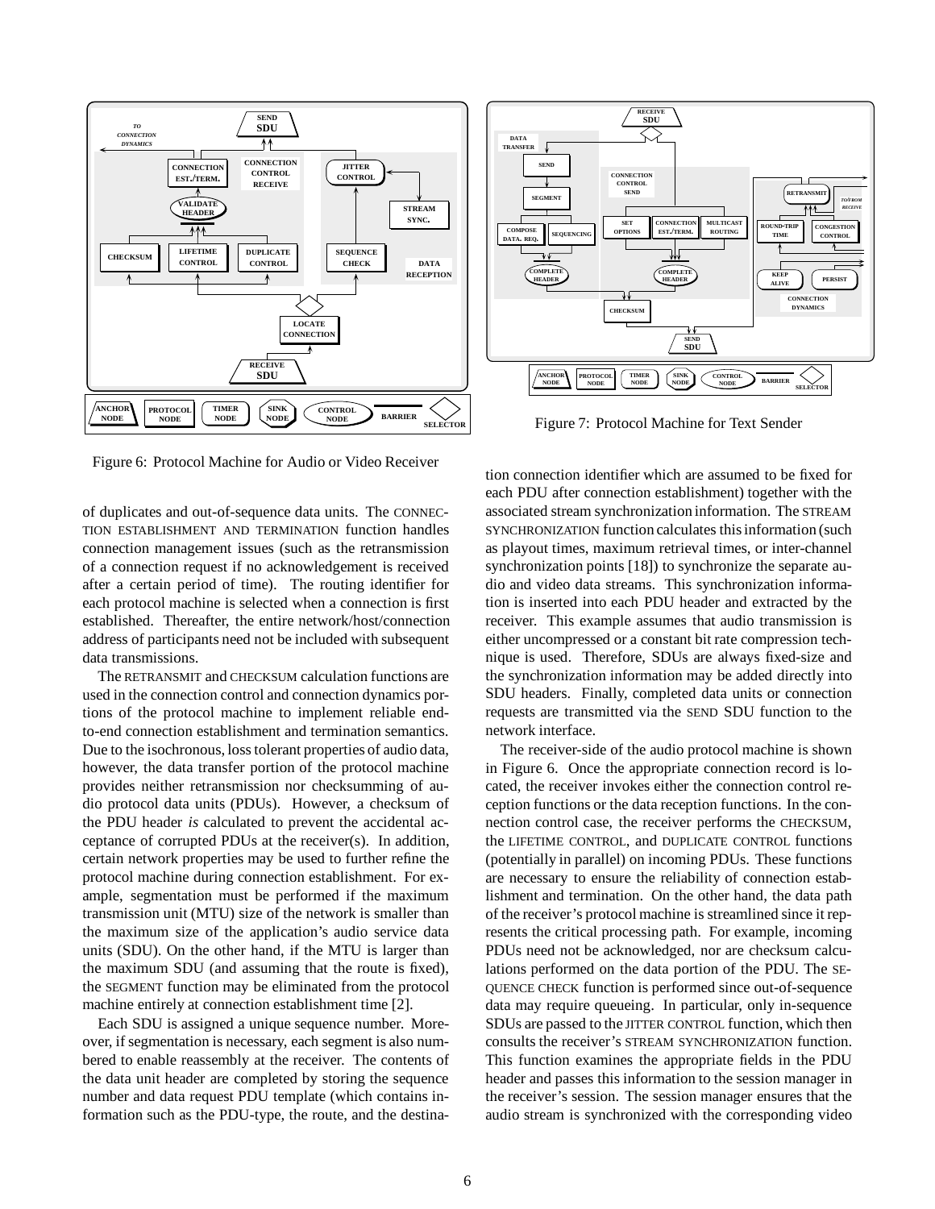Figure 6: Protocol Machine for Audio or Video Receiver

Figure 7: Protocol Machine for Text Sender

of duplicates and out-of-sequence data units. The CONNECTION ESTABLISHMENT AND TERMINATION function handles connection management issues (such as the retransmission of a connection request if no acknowledgement is received after a certain period of time). The routing identifier for each protocol machine is selected when a connection is first established. Thereafter, the entire network/host/connection address of participants need not be included with subsequent data transmissions.

The RETRANSMIT and CHECKSUM calculation functions are used in the connection control and connection dynamics portions of the protocol machine to implement reliable end-to-end connection establishment and termination semantics. Due to the isochronous, loss tolerant properties of audio data, however, the data transfer portion of the protocol machine provides neither retransmission nor checksumming of audio protocol data units (PDUs). However, a checksum of the PDU header *is* calculated to prevent the accidental acceptance of corrupted PDUs at the receiver(s). In addition, certain network properties may be used to further refine the protocol machine during connection establishment. For example, segmentation must be performed if the maximum transmission unit (MTU) size of the network is smaller than the maximum size of the application's audio service data units (SDU). On the other hand, if the MTU is larger than the maximum SDU (and assuming that the route is fixed), the SEGMENT function may be eliminated from the protocol machine entirely at connection establishment time [2].

Each SDU is assigned a unique sequence number. Moreover, if segmentation is necessary, each segment is also numbered to enable reassembly at the receiver. The contents of the data unit header are completed by storing the sequence number and data request PDU template (which contains information such as the PDU-type, the route, and the destination connection identifier which are assumed to be fixed for each PDU after connection establishment) together with the associated stream synchronization information. The STREAM SYNCHRONIZATION function calculates this information (such as playout times, maximum retrieval times, or inter-channel synchronization points [18]) to synchronize the separate audio and video data streams. This synchronization information is inserted into each PDU header and extracted by the receiver. This example assumes that audio transmission is either uncompressed or a constant bit rate compression technique is used. Therefore, SDUs are always fixed-size and the synchronization information may be added directly into SDU headers. Finally, completed data units or connection requests are transmitted via the SEND SDU function to the network interface.

The receiver-side of the audio protocol machine is shown in Figure 6. Once the appropriate connection record is located, the receiver invokes either the connection control reception functions or the data reception functions. In the connection control case, the receiver performs the CHECKSUM, the LIFETIME CONTROL, and DUPLICATE CONTROL functions (potentially in parallel) on incoming PDUs. These functions are necessary to ensure the reliability of connection establishment and termination. On the other hand, the data path of the receiver's protocol machine is streamlined since it represents the critical processing path. For example, incoming PDUs need not be acknowledged, nor are checksum calculations performed on the data portion of the PDU. The SEQUENCE CHECK function is performed since out-of-sequence data may require queueing. In particular, only in-sequence SDUs are passed to the JITTER CONTROL function, which then consults the receiver's STREAM SYNCHRONIZATION function. This function examines the appropriate fields in the PDU header and passes this information to the session manager in the receiver's session. The session manager ensures that the audio stream is synchronized with the corresponding video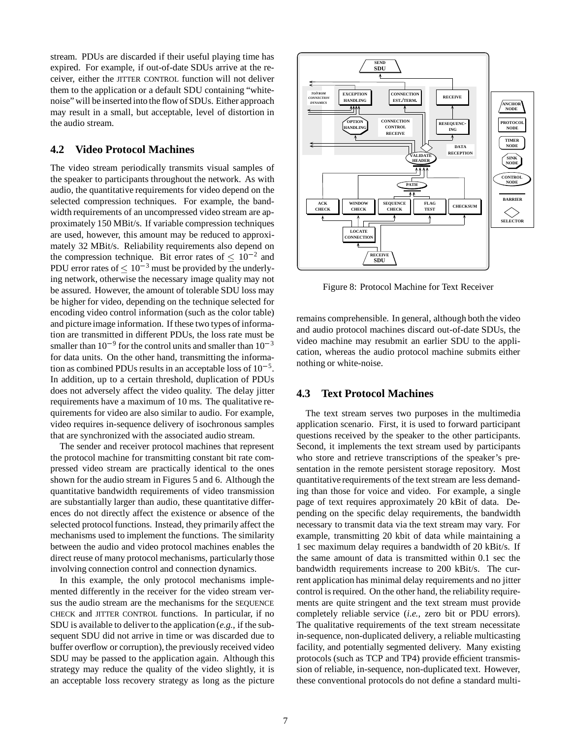stream. PDUs are discarded if their useful playing time has expired. For example, if out-of-date SDUs arrive at the receiver, either the JITTER CONTROL function will not deliver them to the application or a default SDU containing "white-noise" will be inserted into the flow of SDUs. Either approach may result in a small, but acceptable, level of distortion in the audio stream.

## 4.2 Video Protocol Machines

The video stream periodically transmits visual samples of the speaker to participants throughout the network. As with audio, the quantitative requirements for video depend on the selected compression techniques. For example, the bandwidth requirements of an uncompressed video stream are approximately 150 MBit/s. If variable compression techniques are used, however, this amount may be reduced to approximately 32 MBit/s. Reliability requirements also depend on the compression technique. Bit error rates of $\leq 10^{-2}$ and PDU error rates of $\leq 10^{-3}$ must be provided by the underlying network, otherwise the necessary image quality may not be assured. However, the amount of tolerable SDU loss may be higher for video, depending on the technique selected for encoding video control information (such as the color table) and picture image information. If these two types of information are transmitted in different PDUs, the loss rate must be smaller than $10^{-9}$ for the control units and smaller than $10^{-3}$ for data units. On the other hand, transmitting the information as combined PDUs results in an acceptable loss of $10^{-5}$. In addition, up to a certain threshold, duplication of PDUs does not adversely affect the video quality. The delay jitter requirements have a maximum of 10 ms. The qualitative requirements for video are also similar to audio. For example, video requires in-sequence delivery of isochronous samples that are synchronized with the associated audio stream.

The sender and receiver protocol machines that represent the protocol machine for transmitting constant bit rate compressed video stream are practically identical to the ones shown for the audio stream in Figures 5 and 6. Although the quantitative bandwidth requirements of video transmission are substantially larger than audio, these quantitative differences do not directly affect the existence or absence of the selected protocol functions. Instead, they primarily affect the mechanisms used to implement the functions. The similarity between the audio and video protocol machines enables the direct reuse of many protocol mechanisms, particularly those involving connection control and connection dynamics.

In this example, the only protocol mechanisms implemented differently in the receiver for the video stream versus the audio stream are the mechanisms for the SEQUENCE CHECK and JITTER CONTROL functions. In particular, if no SDU is available to deliver to the application (*e.g.,* if the subsequent SDU did not arrive in time or was discarded due to buffer overflow or corruption), the previously received video SDU may be passed to the application again. Although this strategy may reduce the quality of the video slightly, it is an acceptable loss recovery strategy as long as the picture remains comprehensible. In general, although both the video and audio protocol machines discard out-of-date SDUs, the video machine may resubmit an earlier SDU to the application, whereas the audio protocol machine submits either nothing or white-noise.

Figure 8: Protocol Machine for Text Receiver

## 4.3 Text Protocol Machines

The text stream serves two purposes in the multimedia application scenario. First, it is used to forward participant questions received by the speaker to the other participants. Second, it implements the text stream used by participants who store and retrieve transcriptions of the speaker's presentation in the remote persistent storage repository. Most quantitative requirements of the text stream are less demanding than those for voice and video. For example, a single page of text requires approximately 20 kBit of data. Depending on the specific delay requirements, the bandwidth necessary to transmit data via the text stream may vary. For example, transmitting 20 kbit of data while maintaining a 1 sec maximum delay requires a bandwidth of 20 kBit/s. If the same amount of data is transmitted within 0.1 sec the bandwidth requirements increase to 200 kBit/s. The current application has minimal delay requirements and no jitter control is required. On the other hand, the reliability requirements are quite stringent and the text stream must provide completely reliable service (*i.e.,* zero bit or PDU errors). The qualitative requirements of the text stream necessitate in-sequence, non-duplicated delivery, a reliable multicasting facility, and potentially segmented delivery. Many existing protocols (such as TCP and TP4) provide efficient transmission of reliable, in-sequence, non-duplicated text. However, these conventional protocols do not define a standard multi-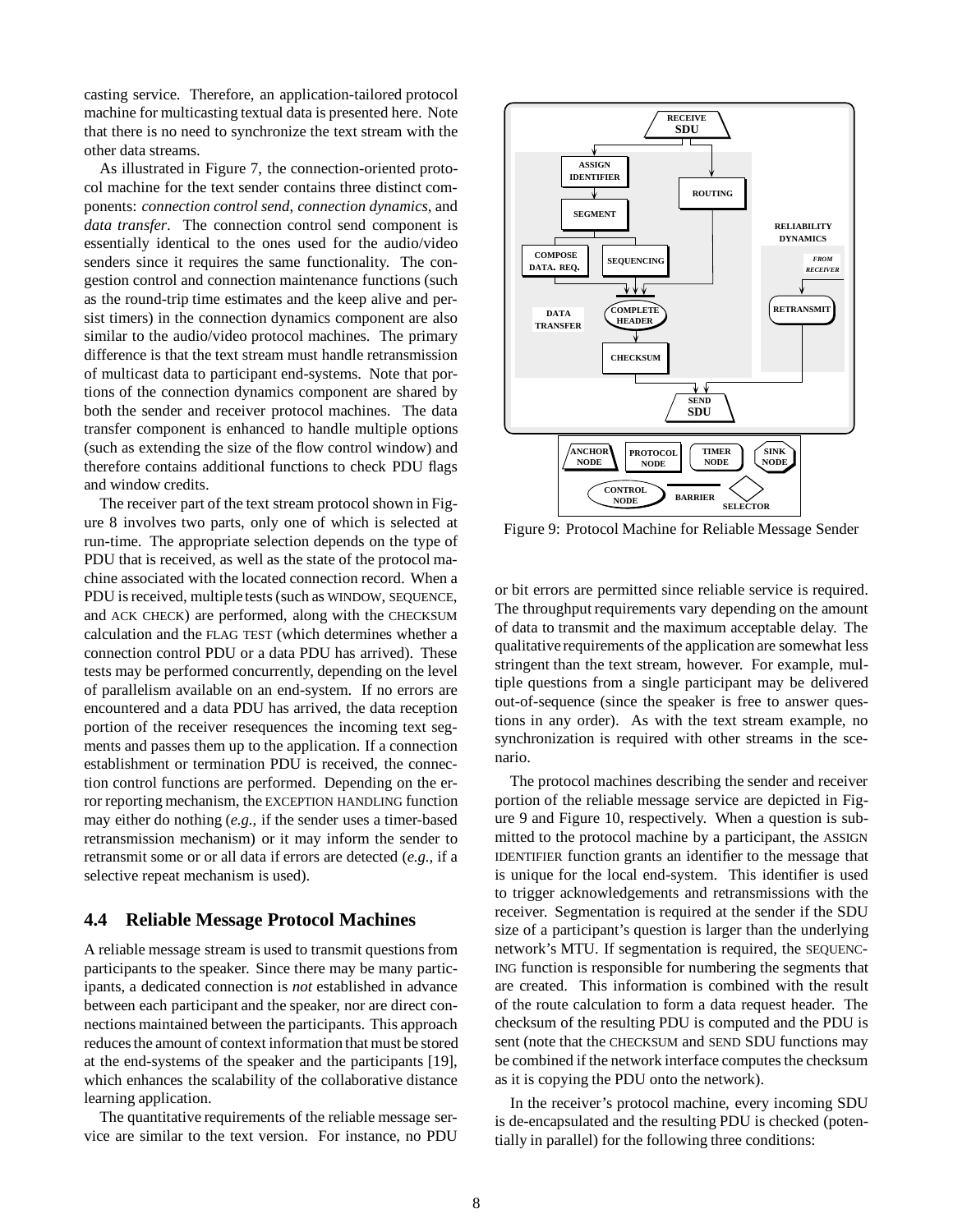casting service. Therefore, an application-tailored protocol machine for multicasting textual data is presented here. Note that there is no need to synchronize the text stream with the other data streams.

As illustrated in Figure 7, the connection-oriented protocol machine for the text sender contains three distinct components: *connection control send, connection dynamics*, and *data transfer*. The connection control send component is essentially identical to the ones used for the audio/video senders since it requires the same functionality. The congestion control and connection maintenance functions (such as the round-trip time estimates and the keep alive and persist timers) in the connection dynamics component are also similar to the audio/video protocol machines. The primary difference is that the text stream must handle retransmission of multicast data to participant end-systems. Note that portions of the connection dynamics component are shared by both the sender and receiver protocol machines. The data transfer component is enhanced to handle multiple options (such as extending the size of the flow control window) and therefore contains additional functions to check PDU flags and window credits.

The receiver part of the text stream protocol shown in Figure 8 involves two parts, only one of which is selected at run-time. The appropriate selection depends on the type of PDU that is received, as well as the state of the protocol machine associated with the located connection record. When a PDU is received, multiple tests (such as WINDOW, SEQUENCE, and ACK CHECK) are performed, along with the CHECKSUM calculation and the FLAG TEST (which determines whether a connection control PDU or a data PDU has arrived). These tests may be performed concurrently, depending on the level of parallelism available on an end-system. If no errors are encountered and a data PDU has arrived, the data reception portion of the receiver resequences the incoming text segments and passes them up to the application. If a connection establishment or termination PDU is received, the connection control functions are performed. Depending on the error reporting mechanism, the EXCEPTION HANDLING function may either do nothing (*e.g.,* if the sender uses a timer-based retransmission mechanism) or it may inform the sender to retransmit some or or all data if errors are detected (*e.g.,* if a selective repeat mechanism is used).

## 4.4 Reliable Message Protocol Machines

A reliable message stream is used to transmit questions from participants to the speaker. Since there may be many participants, a dedicated connection is *not* established in advance between each participant and the speaker, nor are direct connections maintained between the participants. This approach reduces the amount of context information that must be stored at the end-systems of the speaker and the participants [19], which enhances the scalability of the collaborative distance learning application.

The quantitative requirements of the reliable message service are similar to the text version. For instance, no PDU or bit errors are permitted since reliable service is required. The throughput requirements vary depending on the amount of data to transmit and the maximum acceptable delay. The qualitative requirements of the application are somewhat less stringent than the text stream, however. For example, multiple questions from a single participant may be delivered out-of-sequence (since the speaker is free to answer questions in any order). As with the text stream example, no synchronization is required with other streams in the scenario.

Figure 9: Protocol Machine for Reliable Message Sender

The protocol machines describing the sender and receiver portion of the reliable message service are depicted in Figure 9 and Figure 10, respectively. When a question is submitted to the protocol machine by a participant, the ASSIGN IDENTIFIER function grants an identifier to the message that is unique for the local end-system. This identifier is used to trigger acknowledgements and retransmissions with the receiver. Segmentation is required at the sender if the SDU size of a participant's question is larger than the underlying network's MTU. If segmentation is required, the SEQUENCING function is responsible for numbering the segments that are created. This information is combined with the result of the route calculation to form a data request header. The checksum of the resulting PDU is computed and the PDU is sent (note that the CHECKSUM and SEND SDU functions may be combined if the network interface computes the checksum as it is copying the PDU onto the network).

In the receiver's protocol machine, every incoming SDU is de-encapsulated and the resulting PDU is checked (potentially in parallel) for the following three conditions: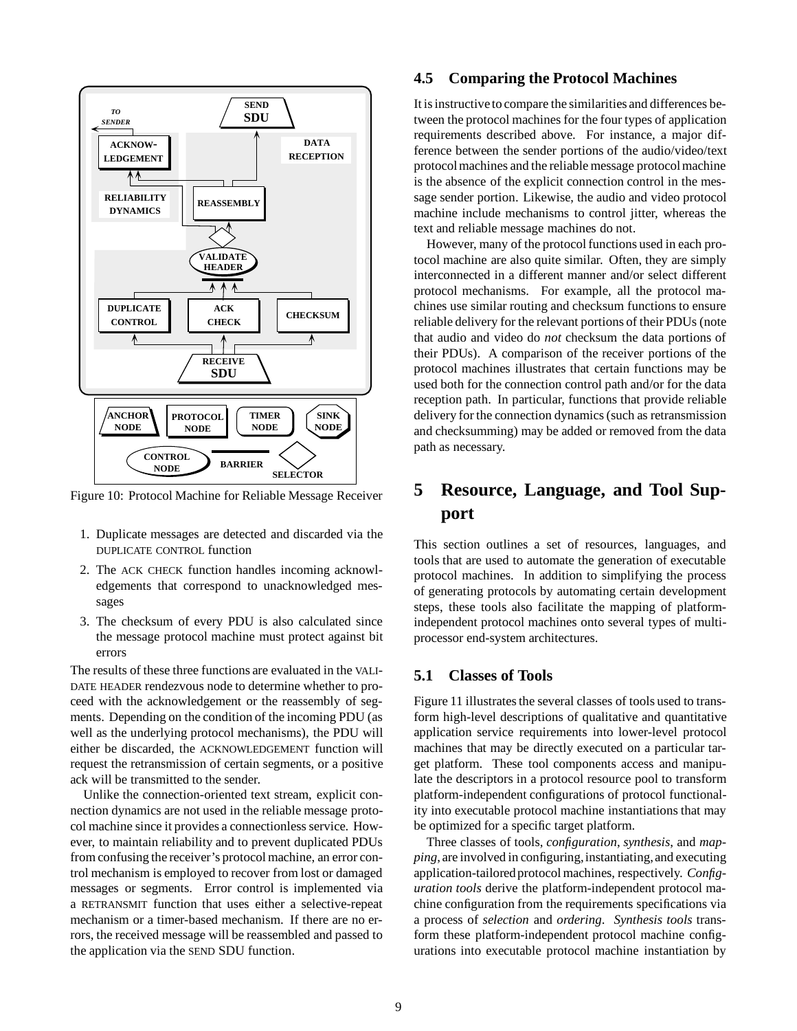Figure 10: Protocol Machine for Reliable Message Receiver

1. Duplicate messages are detected and discarded via the DUPLICATE CONTROL function
2. The ACK CHECK function handles incoming acknowledgements that correspond to unacknowledged messages
3. The checksum of every PDU is also calculated since the message protocol machine must protect against bit errors

The results of these three functions are evaluated in the VALIDATE HEADER rendezvous node to determine whether to proceed with the acknowledgement or the reassembly of segments. Depending on the condition of the incoming PDU (as well as the underlying protocol mechanisms), the PDU will either be discarded, the ACKNOWLEDGEMENT function will request the retransmission of certain segments, or a positive ack will be transmitted to the sender.

Unlike the connection-oriented text stream, explicit connection dynamics are not used in the reliable message protocol machine since it provides a connectionless service. However, to maintain reliability and to prevent duplicated PDUs from confusing the receiver's protocol machine, an error control mechanism is employed to recover from lost or damaged messages or segments. Error control is implemented via a RETRANSMIT function that uses either a selective-repeat mechanism or a timer-based mechanism. If there are no errors, the received message will be reassembled and passed to the application via the SEND SDU function.

## 4.5 Comparing the Protocol Machines

It is instructive to compare the similarities and differences between the protocol machines for the four types of application requirements described above. For instance, a major difference between the sender portions of the audio/video/text protocol machines and the reliable message protocol machine is the absence of the explicit connection control in the message sender portion. Likewise, the audio and video protocol machine include mechanisms to control jitter, whereas the text and reliable message machines do not.

However, many of the protocol functions used in each protocol machine are also quite similar. Often, they are simply interconnected in a different manner and/or select different protocol mechanisms. For example, all the protocol machines use similar routing and checksum functions to ensure reliable delivery for the relevant portions of their PDUs (note that audio and video do *not* checksum the data portions of their PDUs). A comparison of the receiver portions of the protocol machines illustrates that certain functions may be used both for the connection control path and/or for the data reception path. In particular, functions that provide reliable delivery for the connection dynamics (such as retransmission and checksumming) may be added or removed from the data path as necessary.

# 5 Resource, Language, and Tool Support

This section outlines a set of resources, languages, and tools that are used to automate the generation of executable protocol machines. In addition to simplifying the process of generating protocols by automating certain development steps, these tools also facilitate the mapping of platform-independent protocol machines onto several types of multiprocessor end-system architectures.

## 5.1 Classes of Tools

Figure 11 illustrates the several classes of tools used to transform high-level descriptions of qualitative and quantitative application service requirements into lower-level protocol machines that may be directly executed on a particular target platform. These tool components access and manipulate the descriptors in a protocol resource pool to transform platform-independent configurations of protocol functionality into executable protocol machine instantiations that may be optimized for a specific target platform.

Three classes of tools, *configuration*, *synthesis*, and *mapping*, are involved in configuring, instantiating, and executing application-tailored protocol machines, respectively. *Configuration tools* derive the platform-independent protocol machine configuration from the requirements specifications via a process of *selection* and *ordering*. *Synthesis tools* transform these platform-independent protocol machine configurations into executable protocol machine instantiation by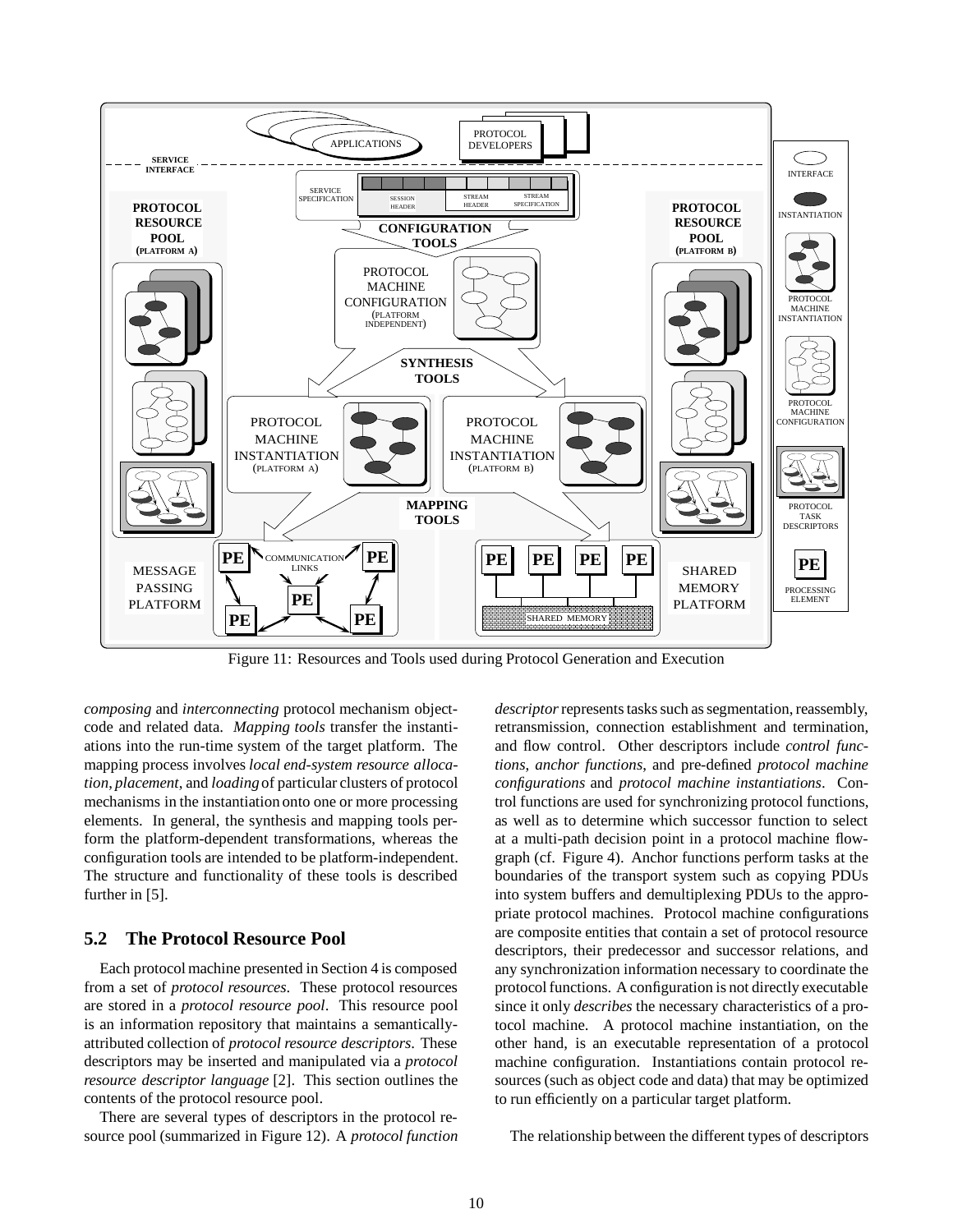Figure 11: Resources and Tools used during Protocol Generation and Execution

*composing* and *interconnecting* protocol mechanism object-code and related data. *Mapping tools* transfer the instantiations into the run-time system of the target platform. The mapping process involves *local end-system resource allocation*, *placement*, and *loading* of particular clusters of protocol mechanisms in the instantiation onto one or more processing elements. In general, the synthesis and mapping tools perform the platform-dependent transformations, whereas the configuration tools are intended to be platform-independent. The structure and functionality of these tools is described further in [5].

## 5.2 The Protocol Resource Pool

Each protocol machine presented in Section 4 is composed from a set of *protocol resources*. These protocol resources are stored in a *protocol resource pool*. This resource pool is an information repository that maintains a semantically-attributed collection of *protocol resource descriptors*. These descriptors may be inserted and manipulated via a *protocol resource descriptor language* [2]. This section outlines the contents of the protocol resource pool.

There are several types of descriptors in the protocol resource pool (summarized in Figure 12). A *protocol function descriptor* represents tasks such as segmentation, reassembly, retransmission, connection establishment and termination, and flow control. Other descriptors include *control functions*, *anchor functions*, and pre-defined *protocol machine configurations* and *protocol machine instantiations*. Control functions are used for synchronizing protocol functions, as well as to determine which successor function to select at a multi-path decision point in a protocol machine flow-graph (cf. Figure 4). Anchor functions perform tasks at the boundaries of the transport system such as copying PDUs into system buffers and demultiplexing PDUs to the appropriate protocol machines. Protocol machine configurations are composite entities that contain a set of protocol resource descriptors, their predecessor and successor relations, and any synchronization information necessary to coordinate the protocol functions. A configuration is not directly executable since it only *describes* the necessary characteristics of a protocol machine. A protocol machine instantiation, on the other hand, is an executable representation of a protocol machine configuration. Instantiations contain protocol resources (such as object code and data) that may be optimized to run efficiently on a particular target platform.

The relationship between the different types of descriptors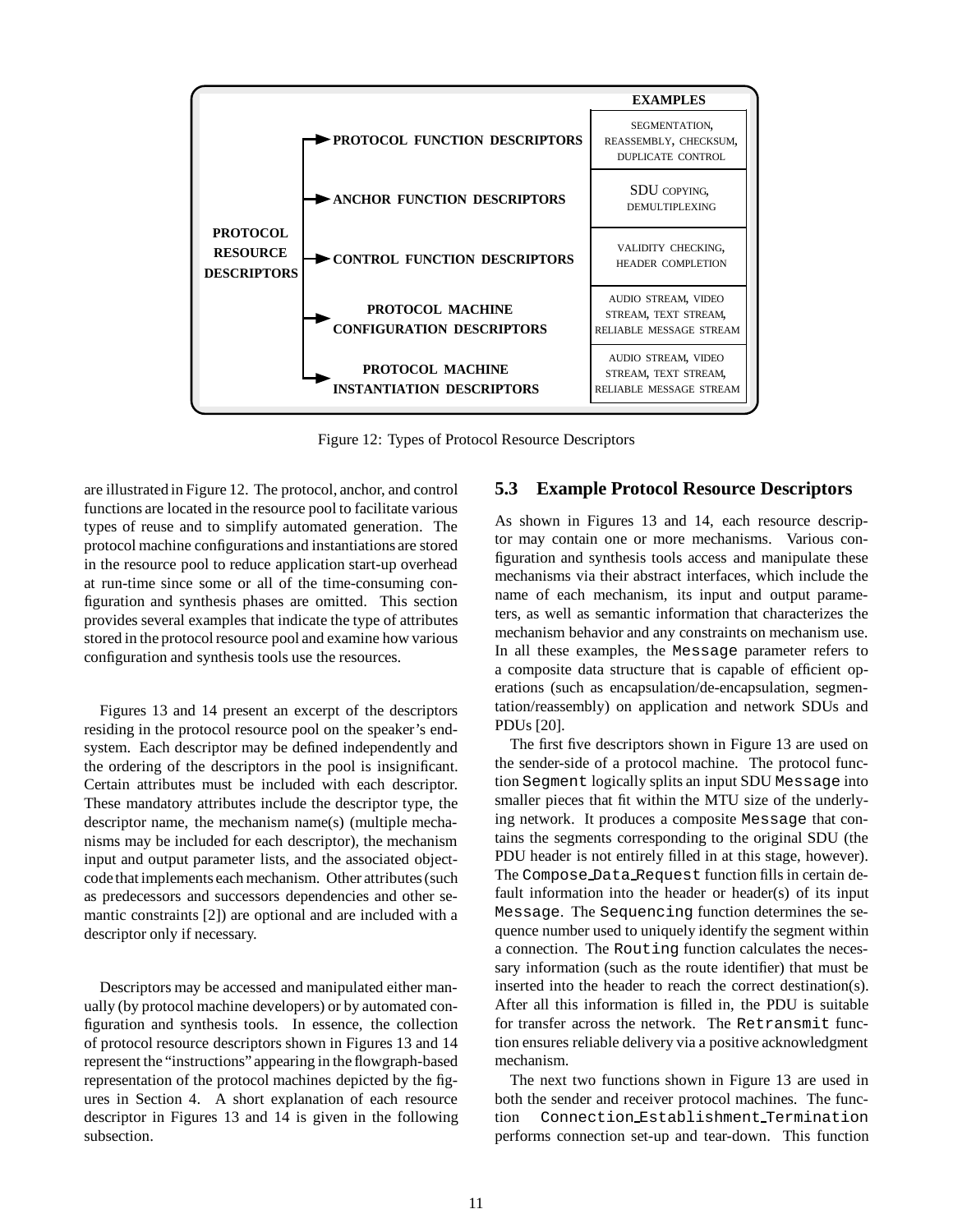| PROTOCOL RESOURCE DESCRIPTORS | | EXAMPLES |
|---|---|---|
| | PROTOCOL FUNCTION DESCRIPTORS | SEGMENTATION, REASSEMBLY, CHECKSUM, DUPLICATE CONTROL |
| | ANCHOR FUNCTION DESCRIPTORS | SDU COPYING, DEMULTIPLEXING |
| | CONTROL FUNCTION DESCRIPTORS | VALIDITY CHECKING, HEADER COMPLETION |
| | PROTOCOL MACHINE CONFIGURATION DESCRIPTORS | AUDIO STREAM, VIDEO STREAM, TEXT STREAM, RELIABLE MESSAGE STREAM |
| | PROTOCOL MACHINE INSTANTIATION DESCRIPTORS | AUDIO STREAM, VIDEO STREAM, TEXT STREAM, RELIABLE MESSAGE STREAM |

Figure 12: Types of Protocol Resource Descriptors

are illustrated in Figure 12. The protocol, anchor, and control functions are located in the resource pool to facilitate various types of reuse and to simplify automated generation. The protocol machine configurations and instantiations are stored in the resource pool to reduce application start-up overhead at run-time since some or all of the time-consuming configuration and synthesis phases are omitted. This section provides several examples that indicate the type of attributes stored in the protocol resource pool and examine how various configuration and synthesis tools use the resources.

Figures 13 and 14 present an excerpt of the descriptors residing in the protocol resource pool on the speaker's end-system. Each descriptor may be defined independently and the ordering of the descriptors in the pool is insignificant. Certain attributes must be included with each descriptor. These mandatory attributes include the descriptor type, the descriptor name, the mechanism name(s) (multiple mechanisms may be included for each descriptor), the mechanism input and output parameter lists, and the associated object-code that implements each mechanism. Other attributes (such as predecessors and successors dependencies and other semantic constraints [2]) are optional and are included with a descriptor only if necessary.

Descriptors may be accessed and manipulated either manually (by protocol machine developers) or by automated configuration and synthesis tools. In essence, the collection of protocol resource descriptors shown in Figures 13 and 14 represent the "instructions" appearing in the flowgraph-based representation of the protocol machines depicted by the figures in Section 4. A short explanation of each resource descriptor in Figures 13 and 14 is given in the following subsection.

## 5.3 Example Protocol Resource Descriptors

As shown in Figures 13 and 14, each resource descriptor may contain one or more mechanisms. Various configuration and synthesis tools access and manipulate these mechanisms via their abstract interfaces, which include the name of each mechanism, its input and output parameters, as well as semantic information that characterizes the mechanism behavior and any constraints on mechanism use. In all these examples, the `Message` parameter refers to a composite data structure that is capable of efficient operations (such as encapsulation/de-encapsulation, segmentation/reassembly) on application and network SDUs and PDUs [20].

The first five descriptors shown in Figure 13 are used on the sender-side of a protocol machine. The protocol function `Segment` logically splits an input SDU `Message` into smaller pieces that fit within the MTU size of the underlying network. It produces a composite `Message` that contains the segments corresponding to the original SDU (the PDU header is not entirely filled in at this stage, however). The `Compose_Data_Request` function fills in certain default information into the header or header(s) of its input `Message`. The `Sequencing` function determines the sequence number used to uniquely identify the segment within a connection. The `Routing` function calculates the necessary information (such as the route identifier) that must be inserted into the header to reach the correct destination(s). After all this information is filled in, the PDU is suitable for transfer across the network. The `Retransmit` function ensures reliable delivery via a positive acknowledgment mechanism.

The next two functions shown in Figure 13 are used in both the sender and receiver protocol machines. The function `Connection_Establishment_Termination` performs connection set-up and tear-down. This function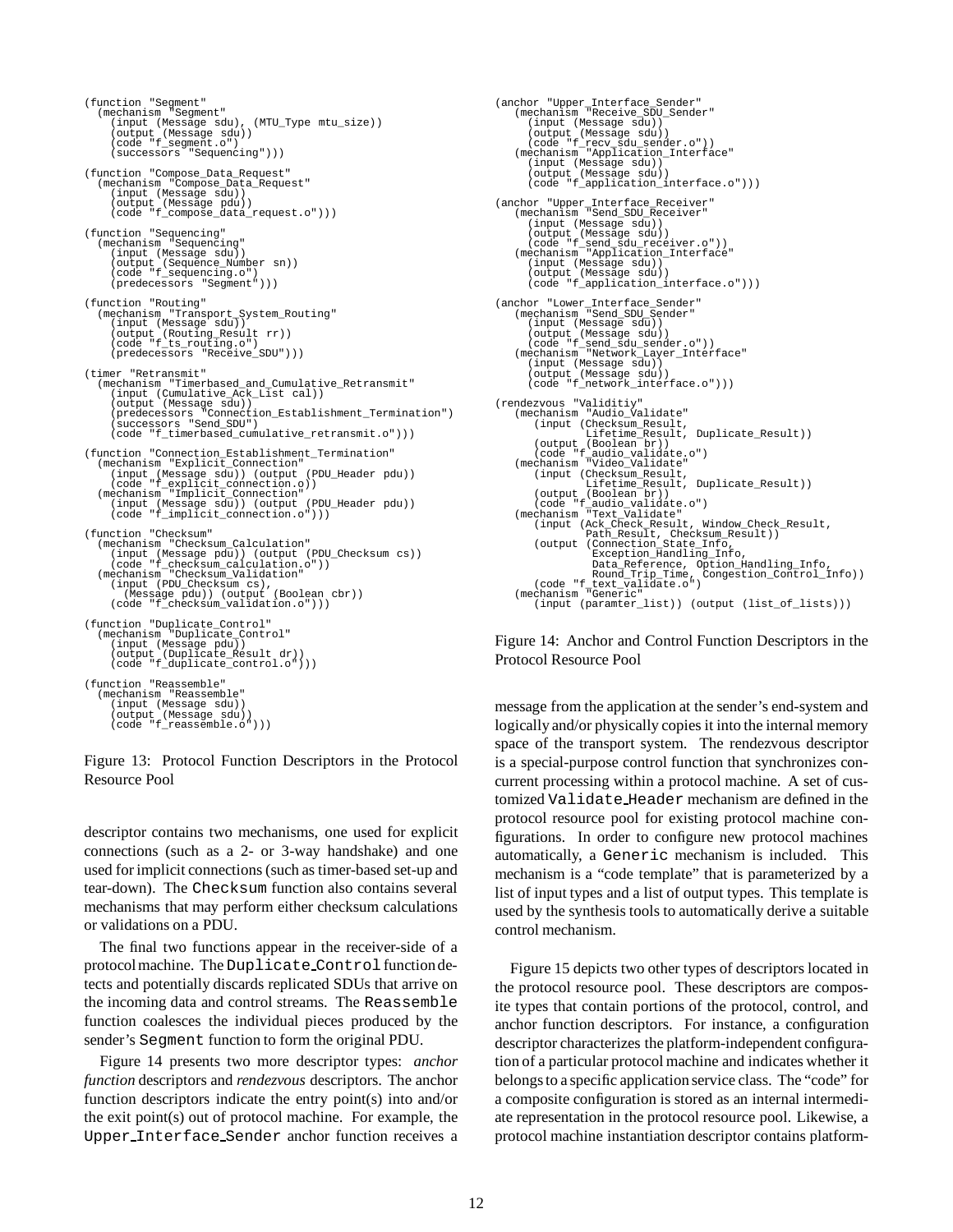```
(function "Segment"
  (mechanism "Segment"
    (input (Message sdu), (MTU_Type mtu_size))
    (output (Message sdu))
    (code "f_segment.o")
    (successors "Sequencing")))

(function "Compose_Data_Request"
  (mechanism "Compose_Data_Request"
    (input (Message sdu))
    (output (Message pdu))
    (code "f_compose_data_request.o")))

(function "Sequencing"
  (mechanism "Sequencing"
    (input (Message sdu))
    (output (Sequence_Number sn))
    (code "f_sequencing.o")
    (predecessors "Segment")))

(function "Routing"
  (mechanism "Transport_System_Routing"
    (input (Message sdu))
    (output (Routing_Result rr))
    (code "f_ts_routing.o")
    (predecessors "Receive_SDU")))

(timer "Retransmit"
  (mechanism "Timerbased_and_Cumulative_Retransmit"
    (input (Cumulative_Ack_List cal))
    (output (Message sdu))
    (predecessors "Connection_Establishment_Termination")
    (successors "Send_SDU")
    (code "f_timerbased_cumulative_retransmit.o")))

(function "Connection_Establishment_Termination"
  (mechanism "Explicit_Connection"
    (input (Message sdu)) (output (PDU_Header pdu))
    (code "f_explicit_connection.o"))
  (mechanism "Implicit_Connection"
    (input (Message sdu)) (output (PDU_Header pdu))
    (code "f_implicit_connection.o")))

(function "Checksum"
  (mechanism "Checksum_Calculation"
    (input (Message pdu)) (output (PDU_Checksum cs))
    (code "f_checksum_calculation.o"))
  (mechanism "Checksum_Validation"
    (input (PDU_Checksum cs),
      (Message pdu)) (output (Boolean cbr))
    (code "f_checksum_validation.o")))

(function "Duplicate_Control"
  (mechanism "Duplicate_Control"
    (input (Message pdu))
    (output (Duplicate_Result dr))
    (code "f_duplicate_control.o")))

(function "Reassemble"
  (mechanism "Reassemble"
    (input (Message sdu))
    (output (Message sdu))
    (code "f_reassemble.o")))
```

Figure 13: Protocol Function Descriptors in the Protocol Resource Pool

descriptor contains two mechanisms, one used for explicit connections (such as a 2- or 3-way handshake) and one used for implicit connections (such as timer-based set-up and tear-down). The Checksum function also contains several mechanisms that may perform either checksum calculations or validations on a PDU.

The final two functions appear in the receiver-side of a protocol machine. The Duplicate_Control function detects and potentially discards replicated SDUs that arrive on the incoming data and control streams. The Reassemble function coalesces the individual pieces produced by the sender's Segment function to form the original PDU.

Figure 14 presents two more descriptor types: *anchor function* descriptors and *rendezvous* descriptors. The anchor function descriptors indicate the entry point(s) into and/or the exit point(s) out of protocol machine. For example, the Upper_Interface_Sender anchor function receives a

```
(anchor "Upper_Interface_Sender"
   (mechanism "Receive_SDU_Sender"
     (input (Message sdu))
     (output (Message sdu))
     (code "f_recv_sdu_sender.o"))
   (mechanism "Application_Interface"
     (input (Message sdu))
     (output (Message sdu))
     (code "f_application_interface.o")))

(anchor "Upper_Interface_Receiver"
   (mechanism "Send_SDU_Receiver"
     (input (Message sdu))
     (output (Message sdu))
     (code "f_send_sdu_receiver.o"))
   (mechanism "Application_Interface"
     (input (Message sdu))
     (output (Message sdu))
     (code "f_application_interface.o")))

(anchor "Lower_Interface_Sender"
   (mechanism "Send_SDU_Sender"
     (input (Message sdu))
     (output (Message sdu))
     (code "f_send_sdu_sender.o"))
   (mechanism "Network_Layer_Interface"
     (input (Message sdu))
     (output (Message sdu))
     (code "f_network_interface.o")))

(rendezvous "Validitiy"
   (mechanism "Audio_Validate"
      (input (Checksum_Result,
             Lifetime_Result, Duplicate_Result))
      (output (Boolean br))
      (code "f_audio_validate.o")
   (mechanism "Video_Validate"
      (input (Checksum_Result,
             Lifetime_Result, Duplicate_Result))
      (output (Boolean br))
      (code "f_audio_validate.o")
   (mechanism "Text_Validate"
      (input (Ack_Check_Result, Window_Check_Result,
             Path_Result, Checksum_Result))
      (output (Connection_State_Info,
              Exception_Handling_Info,
              Data_Reference, Option_Handling_Info,
              Round_Trip_Time, Congestion_Control_Info))
      (code "f_text_validate.o")
   (mechanism "Generic"
      (input (paramter_list)) (output (list_of_lists)))
```

Figure 14: Anchor and Control Function Descriptors in the Protocol Resource Pool

message from the application at the sender's end-system and logically and/or physically copies it into the internal memory space of the transport system. The rendezvous descriptor is a special-purpose control function that synchronizes concurrent processing within a protocol machine. A set of customized Validate_Header mechanism are defined in the protocol resource pool for existing protocol machine configurations. In order to configure new protocol machines automatically, a Generic mechanism is included. This mechanism is a "code template" that is parameterized by a list of input types and a list of output types. This template is used by the synthesis tools to automatically derive a suitable control mechanism.

Figure 15 depicts two other types of descriptors located in the protocol resource pool. These descriptors are composite types that contain portions of the protocol, control, and anchor function descriptors. For instance, a configuration descriptor characterizes the platform-independent configuration of a particular protocol machine and indicates whether it belongs to a specific application service class. The "code" for a composite configuration is stored as an internal intermediate representation in the protocol resource pool. Likewise, a protocol machine instantiation descriptor contains platform-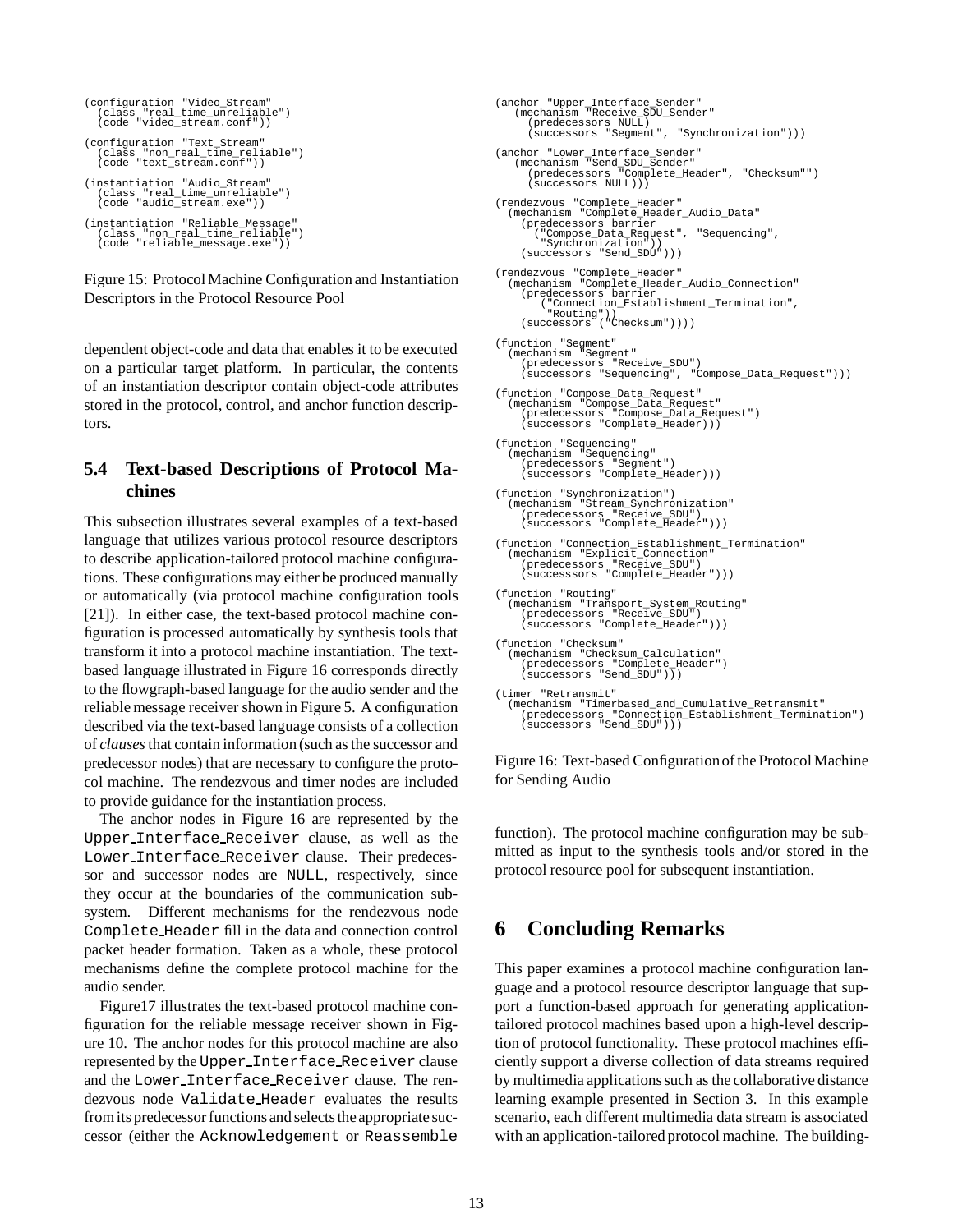```
(configuration "Video_Stream"
  (class "real_time_unreliable")
  (code "video_stream.conf"))

(configuration "Text_Stream"
  (class "non_real_time_reliable")
  (code "text_stream.conf"))

(instantiation "Audio_Stream"
  (class "real_time_unreliable")
  (code "audio_stream.exe"))

(instantiation "Reliable_Message"
  (class "non_real_time_reliable")
  (code "reliable_message.exe"))
```

Figure 15: Protocol Machine Configuration and Instantiation Descriptors in the Protocol Resource Pool

dependent object-code and data that enables it to be executed on a particular target platform. In particular, the contents of an instantiation descriptor contain object-code attributes stored in the protocol, control, and anchor function descriptors.

### 5.4 Text-based Descriptions of Protocol Machines

This subsection illustrates several examples of a text-based language that utilizes various protocol resource descriptors to describe application-tailored protocol machine configurations. These configurations may either be produced manually or automatically (via protocol machine configuration tools [21]). In either case, the text-based protocol machine configuration is processed automatically by synthesis tools that transform it into a protocol machine instantiation. The text-based language illustrated in Figure 16 corresponds directly to the flowgraph-based language for the audio sender and the reliable message receiver shown in Figure 5. A configuration described via the text-based language consists of a collection of *clauses* that contain information (such as the successor and predecessor nodes) that are necessary to configure the protocol machine. The rendezvous and timer nodes are included to provide guidance for the instantiation process.

The anchor nodes in Figure 16 are represented by the `Upper_Interface_Receiver` clause, as well as the `Lower_Interface_Receiver` clause. Their predecessor and successor nodes are `NULL`, respectively, since they occur at the boundaries of the communication subsystem. Different mechanisms for the rendezvous node `Complete_Header` fill in the data and connection control packet header formation. Taken as a whole, these protocol mechanisms define the complete protocol machine for the audio sender.

Figure17 illustrates the text-based protocol machine configuration for the reliable message receiver shown in Figure 10. The anchor nodes for this protocol machine are also represented by the `Upper_Interface_Receiver` clause and the `Lower_Interface_Receiver` clause. The rendezvous node `Validate_Header` evaluates the results from its predecessor functions and selects the appropriate successor (either the `Acknowledgement` or `Reassemble` function). The protocol machine configuration may be submitted as input to the synthesis tools and/or stored in the protocol resource pool for subsequent instantiation.

```
(anchor "Upper_Interface_Sender"
   (mechanism "Receive_SDU_Sender"
     (predecessors NULL)
     (successors "Segment", "Synchronization")))

(anchor "Lower_Interface_Sender"
   (mechanism "Send_SDU_Sender"
     (predecessors "Complete_Header", "Checksum"")
     (successors NULL)))

(rendezvous "Complete_Header"
  (mechanism "Complete_Header_Audio_Data"
    (predecessors barrier
      ("Compose_Data_Request", "Sequencing",
       "Synchronization"))
    (successors "Send_SDU")))

(rendezvous "Complete_Header"
  (mechanism "Complete_Header_Audio_Connection"
    (predecessors barrier
       ("Connection_Establishment_Termination",
        "Routing"))
    (successors ("Checksum"))))

(function "Segment"
  (mechanism "Segment"
    (predecessors "Receive_SDU")
    (successors "Sequencing", "Compose_Data_Request")))

(function "Compose_Data_Request"
  (mechanism "Compose_Data_Request"
    (predecessors "Compose_Data_Request")
    (successors "Complete_Header)))

(function "Sequencing"
  (mechanism "Sequencing"
    (predecessors "Segment")
    (successors "Complete_Header)))

(function "Synchronization")
  (mechanism "Stream_Synchronization"
    (predecessors "Receive_SDU")
    (successors "Complete_Header")))

(function "Connection_Establishment_Termination"
  (mechanism "Explicit_Connection"
    (predecessors "Receive_SDU")
    (successsors "Complete_Header")))

(function "Routing"
  (mechanism "Transport_System_Routing"
    (predecessors "Receive_SDU")
    (successors "Complete_Header")))

(function "Checksum"
  (mechanism "Checksum_Calculation"
    (predecessors "Complete_Header")
    (successors "Send_SDU")))

(timer "Retransmit"
  (mechanism "Timerbased_and_Cumulative_Retransmit"
    (predecessors "Connection_Establishment_Termination")
    (successors "Send_SDU")))
```

Figure 16: Text-based Configuration of the Protocol Machine for Sending Audio

## 6 Concluding Remarks

This paper examines a protocol machine configuration language and a protocol resource descriptor language that support a function-based approach for generating application-tailored protocol machines based upon a high-level description of protocol functionality. These protocol machines efficiently support a diverse collection of data streams required by multimedia applications such as the collaborative distance learning example presented in Section 3. In this example scenario, each different multimedia data stream is associated with an application-tailored protocol machine. The building-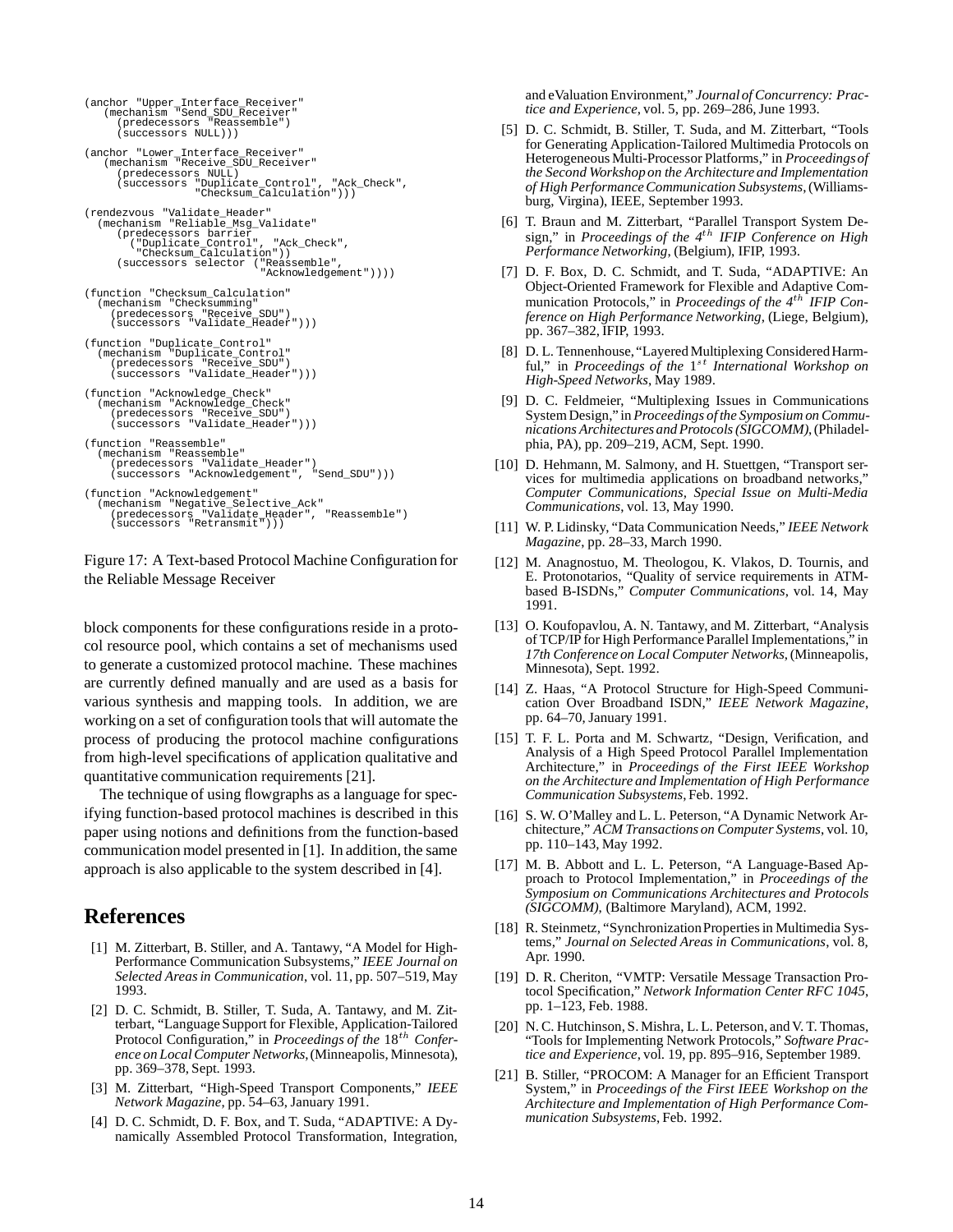```
(anchor "Upper_Interface_Receiver"
   (mechanism "Send_SDU_Receiver"
     (predecessors "Reassemble")
     (successors NULL)))

(anchor "Lower_Interface_Receiver"
   (mechanism "Receive_SDU_Receiver"
     (predecessors NULL)
     (successors "Duplicate_Control", "Ack_Check",
                 "Checksum_Calculation")))

(rendezvous "Validate_Header"
  (mechanism "Reliable_Msg_Validate"
     (predecessors barrier
       ("Duplicate_Control", "Ack_Check",
        "Checksum_Calculation"))
     (successors selector ("Reassemble",
                            "Acknowledgement"))))

(function "Checksum_Calculation"
  (mechanism "Checksumming"
    (predecessors "Receive_SDU")
    (successors "Validate_Header")))

(function "Duplicate_Control"
  (mechanism "Duplicate_Control"
    (predecessors "Receive_SDU")
    (successors "Validate_Header")))

(function "Acknowledge_Check"
  (mechanism "Acknowledge_Check"
    (predecessors "Receive_SDU")
    (successors "Validate_Header")))

(function "Reassemble"
  (mechanism "Reassemble"
    (predecessors "Validate_Header")
    (successors "Acknowledgement", "Send_SDU")))

(function "Acknowledgement"
  (mechanism "Negative_Selective_Ack"
    (predecessors "Validate_Header", "Reassemble")
    (successors "Retransmit")))
```

Figure 17: A Text-based Protocol Machine Configuration for the Reliable Message Receiver

block components for these configurations reside in a protocol resource pool, which contains a set of mechanisms used to generate a customized protocol machine. These machines are currently defined manually and are used as a basis for various synthesis and mapping tools. In addition, we are working on a set of configuration tools that will automate the process of producing the protocol machine configurations from high-level specifications of application qualitative and quantitative communication requirements [21].

The technique of using flowgraphs as a language for specifying function-based protocol machines is described in this paper using notions and definitions from the function-based communication model presented in [1]. In addition, the same approach is also applicable to the system described in [4].

## References

[1] M. Zitterbart, B. Stiller, and A. Tantawy, "A Model for High-Performance Communication Subsystems," *IEEE Journal on Selected Areas in Communication*, vol. 11, pp. 507–519, May 1993.

[2] D. C. Schmidt, B. Stiller, T. Suda, A. Tantawy, and M. Zitterbart, "Language Support for Flexible, Application-Tailored Protocol Configuration," in *Proceedings of the 18th Conference on Local Computer Networks*, (Minneapolis, Minnesota), pp. 369–378, Sept. 1993.

[3] M. Zitterbart, "High-Speed Transport Components," *IEEE Network Magazine*, pp. 54–63, January 1991.

[4] D. C. Schmidt, D. F. Box, and T. Suda, "ADAPTIVE: A Dynamically Assembled Protocol Transformation, Integration, and eValuation Environment," *Journal of Concurrency: Practice and Experience*, vol. 5, pp. 269–286, June 1993.

[5] D. C. Schmidt, B. Stiller, T. Suda, and M. Zitterbart, "Tools for Generating Application-Tailored Multimedia Protocols on Heterogeneous Multi-Processor Platforms," in *Proceedings of the Second Workshop on the Architecture and Implementation of High Performance Communication Subsystems*, (Williamsburg, Virgina), IEEE, September 1993.

[6] T. Braun and M. Zitterbart, "Parallel Transport System Design," in *Proceedings of the 4th IFIP Conference on High Performance Networking*, (Belgium), IFIP, 1993.

[7] D. F. Box, D. C. Schmidt, and T. Suda, "ADAPTIVE: An Object-Oriented Framework for Flexible and Adaptive Communication Protocols," in *Proceedings of the 4th IFIP Conference on High Performance Networking*, (Liege, Belgium), pp. 367–382, IFIP, 1993.

[8] D. L. Tennenhouse, "Layered Multiplexing Considered Harmful," in *Proceedings of the 1st International Workshop on High-Speed Networks*, May 1989.

[9] D. C. Feldmeier, "Multiplexing Issues in Communications System Design," in *Proceedings of the Symposium on Communications Architectures and Protocols (SIGCOMM)*, (Philadelphia, PA), pp. 209–219, ACM, Sept. 1990.

[10] D. Hehmann, M. Salmony, and H. Stuettgen, "Transport services for multimedia applications on broadband networks," *Computer Communications, Special Issue on Multi-Media Communications*, vol. 13, May 1990.

[11] W. P. Lidinsky, "Data Communication Needs," *IEEE Network Magazine*, pp. 28–33, March 1990.

[12] M. Anagnostuo, M. Theologou, K. Vlakos, D. Tournis, and E. Protonotarios, "Quality of service requirements in ATM-based B-ISDNs," *Computer Communications*, vol. 14, May 1991.

[13] O. Koufopavlou, A. N. Tantawy, and M. Zitterbart, "Analysis of TCP/IP for High Performance Parallel Implementations," in *17th Conference on Local Computer Networks*, (Minneapolis, Minnesota), Sept. 1992.

[14] Z. Haas, "A Protocol Structure for High-Speed Communication Over Broadband ISDN," *IEEE Network Magazine*, pp. 64–70, January 1991.

[15] T. F. L. Porta and M. Schwartz, "Design, Verification, and Analysis of a High Speed Protocol Parallel Implementation Architecture," in *Proceedings of the First IEEE Workshop on the Architecture and Implementation of High Performance Communication Subsystems*, Feb. 1992.

[16] S. W. O'Malley and L. L. Peterson, "A Dynamic Network Architecture," *ACM Transactions on Computer Systems*, vol. 10, pp. 110–143, May 1992.

[17] M. B. Abbott and L. L. Peterson, "A Language-Based Approach to Protocol Implementation," in *Proceedings of the Symposium on Communications Architectures and Protocols (SIGCOMM)*, (Baltimore Maryland), ACM, 1992.

[18] R. Steinmetz, "Synchronization Properties in Multimedia Systems," *Journal on Selected Areas in Communications*, vol. 8, Apr. 1990.

[19] D. R. Cheriton, "VMTP: Versatile Message Transaction Protocol Specification," *Network Information Center RFC 1045*, pp. 1–123, Feb. 1988.

[20] N. C. Hutchinson, S. Mishra, L. L. Peterson, and V. T. Thomas, "Tools for Implementing Network Protocols," *Software Practice and Experience*, vol. 19, pp. 895–916, September 1989.

[21] B. Stiller, "PROCOM: A Manager for an Efficient Transport System," in *Proceedings of the First IEEE Workshop on the Architecture and Implementation of High Performance Communication Subsystems*, Feb. 1992.